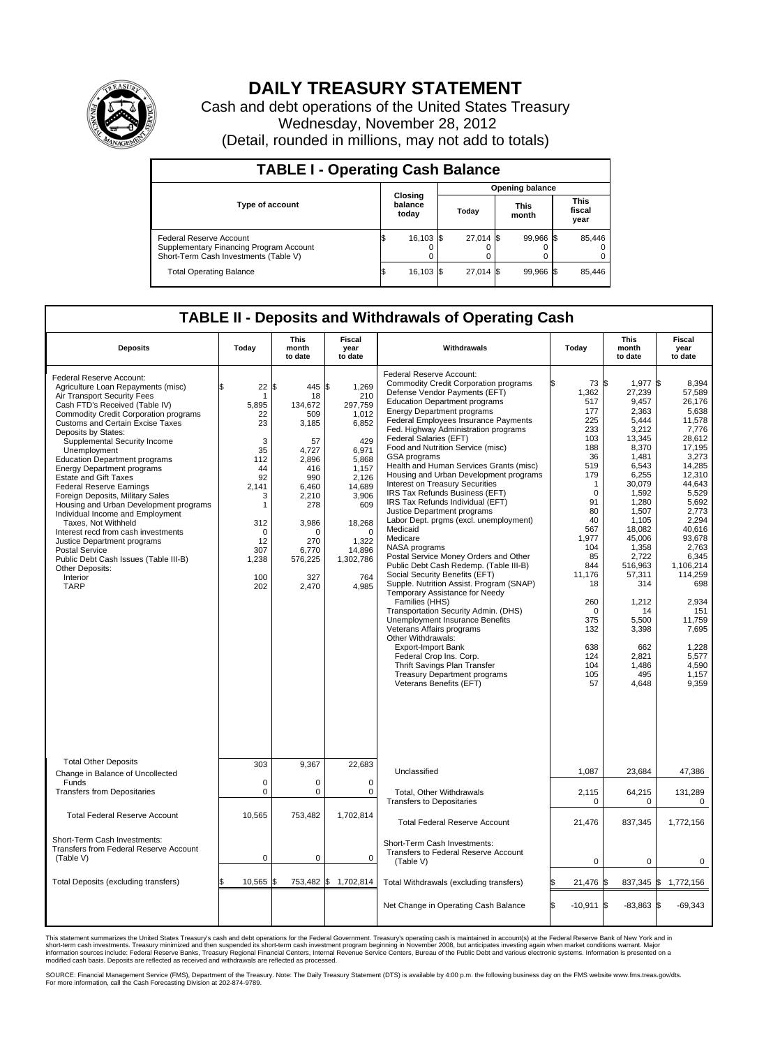# DAILY TREASURY STATEMENT

Cash and debt operations of the United States Treasury
Wednesday, November 28, 2012
(Detail, rounded in millions, may not add to totals)

## TABLE I - Operating Cash Balance

| Type of account | Closing balance today | Opening balance Today | Opening balance This month | Opening balance This fiscal year |
|---|---|---|---|---|
| Federal Reserve Account | $ 16,103 | $ 27,014 | $ 99,966 | $ 85,446 |
| Supplementary Financing Program Account | 0 | 0 | 0 | 0 |
| Short-Term Cash Investments (Table V) | 0 | 0 | 0 | 0 |
| Total Operating Balance | $ 16,103 | $ 27,014 | $ 99,966 | $ 85,446 |

## TABLE II - Deposits and Withdrawals of Operating Cash

| Deposits | Today | This month to date | Fiscal year to date | Withdrawals | Today | This month to date | Fiscal year to date |
|---|---|---|---|---|---|---|---|
| Federal Reserve Account: | | | | Federal Reserve Account: | | | |
| Agriculture Loan Repayments (misc) | $ 22 | $ 445 | $ 1,269 | Commodity Credit Corporation programs | $ 73 | $ 1,977 | $ 8,394 |
| Air Transport Security Fees | 1 | 18 | 210 | Defense Vendor Payments (EFT) | 1,362 | 27,239 | 57,589 |
| Cash FTD's Received (Table IV) | 5,895 | 134,672 | 297,759 | Education Department programs | 517 | 9,457 | 26,176 |
| Commodity Credit Corporation programs | 22 | 509 | 1,012 | Energy Department programs | 177 | 2,363 | 5,638 |
| Customs and Certain Excise Taxes | 23 | 3,185 | 6,852 | Federal Employees Insurance Payments | 225 | 5,444 | 11,578 |
| Deposits by States: | | | | Fed. Highway Administration programs | 233 | 3,212 | 7,776 |
| Supplemental Security Income | 3 | 57 | 429 | Federal Salaries (EFT) | 103 | 13,345 | 28,612 |
| Unemployment | 35 | 4,727 | 6,971 | Food and Nutrition Service (misc) | 188 | 8,370 | 17,195 |
| Education Department programs | 112 | 2,896 | 5,868 | GSA programs | 36 | 1,481 | 3,273 |
| Energy Department programs | 44 | 416 | 1,157 | Health and Human Services Grants (misc) | 519 | 6,543 | 14,285 |
| Estate and Gift Taxes | 92 | 990 | 2,126 | Housing and Urban Development programs | 179 | 6,255 | 12,310 |
| Federal Reserve Earnings | 2,141 | 6,460 | 14,689 | Interest on Treasury Securities | 1 | 30,079 | 44,643 |
| Foreign Deposits, Military Sales | 3 | 2,210 | 3,906 | IRS Tax Refunds Business (EFT) | 0 | 1,592 | 5,529 |
| Housing and Urban Development programs | 1 | 278 | 609 | IRS Tax Refunds Individual (EFT) | 91 | 1,280 | 5,692 |
| Individual Income and Employment | | | | Justice Department programs | 80 | 1,507 | 2,773 |
| Taxes, Not Withheld | 312 | 3,986 | 18,268 | Labor Dept. prgms (excl. unemployment) | 40 | 1,105 | 2,294 |
| Interest recd from cash investments | 0 | 0 | 0 | Medicaid | 567 | 18,082 | 40,616 |
| Justice Department programs | 12 | 270 | 1,322 | Medicare | 1,977 | 45,006 | 93,678 |
| Postal Service | 307 | 6,770 | 14,896 | NASA programs | 104 | 1,358 | 2,763 |
| Public Debt Cash Issues (Table III-B) | 1,238 | 576,225 | 1,302,786 | Postal Service Money Orders and Other | 85 | 2,722 | 6,345 |
| Other Deposits: | | | | Public Debt Cash Redemp. (Table III-B) | 844 | 516,963 | 1,106,214 |
| Interior | 100 | 327 | 764 | Social Security Benefits (EFT) | 11,176 | 57,311 | 114,259 |
| TARP | 202 | 2,470 | 4,985 | Supple. Nutrition Assist. Program (SNAP) | 18 | 314 | 698 |
| | | | | Temporary Assistance for Needy | | | |
| | | | | Families (HHS) | 260 | 1,212 | 2,934 |
| | | | | Transportation Security Admin. (DHS) | 0 | 14 | 151 |
| | | | | Unemployment Insurance Benefits | 375 | 5,500 | 11,759 |
| | | | | Veterans Affairs programs | 132 | 3,398 | 7,695 |
| | | | | Other Withdrawals: | | | |
| | | | | Export-Import Bank | 638 | 662 | 1,228 |
| | | | | Federal Crop Ins. Corp. | 124 | 2,821 | 5,577 |
| | | | | Thrift Savings Plan Transfer | 104 | 1,486 | 4,590 |
| | | | | Treasury Department programs | 105 | 495 | 1,157 |
| | | | | Veterans Benefits (EFT) | 57 | 4,648 | 9,359 |
| Total Other Deposits | 303 | 9,367 | 22,683 | Unclassified | 1,087 | 23,684 | 47,386 |
| Change in Balance of Uncollected Funds | 0 | 0 | 0 | | | | |
| Transfers from Depositaries | 0 | 0 | 0 | Total, Other Withdrawals | 2,115 | 64,215 | 131,289 |
| | | | | Transfers to Depositaries | 0 | 0 | 0 |
| Total Federal Reserve Account | 10,565 | 753,482 | 1,702,814 | Total Federal Reserve Account | 21,476 | 837,345 | 1,772,156 |
| Short-Term Cash Investments: Transfers from Federal Reserve Account (Table V) | 0 | 0 | 0 | Short-Term Cash Investments: Transfers to Federal Reserve Account (Table V) | 0 | 0 | 0 |
| Total Deposits (excluding transfers) | $ 10,565 | $ 753,482 | $ 1,702,814 | Total Withdrawals (excluding transfers) | $ 21,476 | $ 837,345 | $ 1,772,156 |
| | | | | Net Change in Operating Cash Balance | $ -10,911 | $ -83,863 | $ -69,343 |

This statement summarizes the United States Treasury's cash and debt operations for the Federal Government. Treasury's operating cash is maintained in account(s) at the Federal Reserve Bank of New York and in short-term cash investments. Treasury minimized and then suspended its short-term cash investment program beginning in November 2008, but anticipates investing again when market conditions warrant. Major information sources include: Federal Reserve Banks, Treasury Regional Financial Centers, Internal Revenue Service Centers, Bureau of the Public Debt and various electronic systems. Information is presented on a modified cash basis. Deposits are reflected as received and withdrawals are reflected as processed.

SOURCE: Financial Management Service (FMS), Department of the Treasury. Note: The Daily Treasury Statement (DTS) is available by 4:00 p.m. the following business day on the FMS website www.fms.treas.gov/dts. For more information, call the Cash Forecasting Division at 202-874-9789.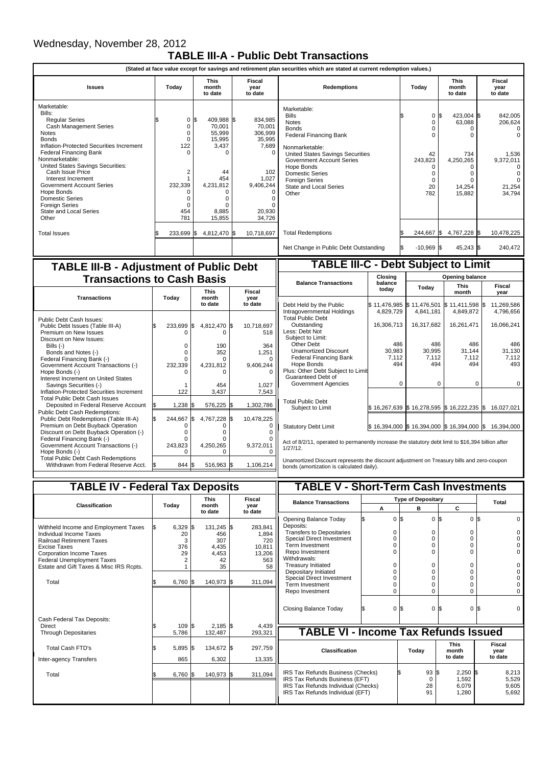Wednesday, November 28, 2012

# TABLE III-A - Public Debt Transactions

(Stated at face value except for savings and retirement plan securities which are stated at current redemption values.)

| Issues | Today | This month to date | Fiscal year to date |
|---|---|---|---|
| Marketable: | | | |
| Bills: | | | |
| Regular Series | $ 0 | $ 409,988 | $ 834,985 |
| Cash Management Series | 0 | 70,001 | 70,001 |
| Notes | 0 | 55,999 | 306,999 |
| Bonds | 0 | 15,995 | 35,995 |
| Inflation-Protected Securities Increment | 122 | 3,437 | 7,689 |
| Federal Financing Bank | 0 | 0 | 0 |
| Nonmarketable: | | | |
| United States Savings Securities: | | | |
| Cash Issue Price | 2 | 44 | 102 |
| Interest Increment | 1 | 454 | 1,027 |
| Government Account Series | 232,339 | 4,231,812 | 9,406,244 |
| Hope Bonds | 0 | 0 | 0 |
| Domestic Series | 0 | 0 | 0 |
| Foreign Series | 0 | 0 | 0 |
| State and Local Series | 454 | 8,885 | 20,930 |
| Other | 781 | 15,855 | 34,726 |
| Total Issues | $ 233,699 | $ 4,812,470 | $ 10,718,697 |

| Redemptions | Today | This month to date | Fiscal year to date |
|---|---|---|---|
| Marketable: | | | |
| Bills | $ 0 | $ 423,004 | $ 842,005 |
| Notes | 0 | 63,088 | 206,624 |
| Bonds | 0 | 0 | 0 |
| Federal Financing Bank | 0 | 0 | 0 |
| Nonmarketable: | | | |
| United States Savings Securities | 42 | 734 | 1,536 |
| Government Account Series | 243,823 | 4,250,265 | 9,372,011 |
| Hope Bonds | 0 | 0 | 0 |
| Domestic Series | 0 | 0 | 0 |
| Foreign Series | 0 | 0 | 0 |
| State and Local Series | 20 | 14,254 | 21,254 |
| Other | 782 | 15,882 | 34,794 |
| Total Redemptions | $ 244,667 | $ 4,767,228 | $ 10,478,225 |
| Net Change in Public Debt Outstanding | $ -10,969 | $ 45,243 | $ 240,472 |

# TABLE III-B - Adjustment of Public Debt Transactions to Cash Basis

| Transactions | Today | This month to date | Fiscal year to date |
|---|---|---|---|
| Public Debt Cash Issues: | | | |
| Public Debt Issues (Table III-A) | $ 233,699 | $ 4,812,470 | $ 10,718,697 |
| Premium on New Issues | 0 | 0 | 518 |
| Discount on New Issues: | | | |
| Bills (-) | 0 | 190 | 364 |
| Bonds and Notes (-) | 0 | 352 | 1,251 |
| Federal Financing Bank (-) | 0 | 0 | 0 |
| Government Account Transactions (-) | 232,339 | 4,231,812 | 9,406,244 |
| Hope Bonds (-) | 0 | 0 | 0 |
| Interest Increment on United States Savings Securities (-) | 1 | 454 | 1,027 |
| Inflation-Protected Securities Increment | 122 | 3,437 | 7,543 |
| Total Public Debt Cash Issues Deposited in Federal Reserve Account | $ 1,238 | $ 576,225 | $ 1,302,786 |
| Public Debt Cash Redemptions: | | | |
| Public Debt Redemptions (Table III-A) | $ 244,667 | $ 4,767,228 | $ 10,478,225 |
| Premium on Debt Buyback Operation | 0 | 0 | 0 |
| Discount on Debt Buyback Operation (-) | 0 | 0 | 0 |
| Federal Financing Bank (-) | 0 | 0 | 0 |
| Government Account Transactions (-) | 243,823 | 4,250,265 | 9,372,011 |
| Hope Bonds (-) | 0 | 0 | 0 |
| Total Public Debt Cash Redemptions Withdrawn from Federal Reserve Acct. | $ 844 | $ 516,963 | $ 1,106,214 |

# TABLE III-C - Debt Subject to Limit

| Balance Transactions | Closing balance today | Opening balance Today | Opening balance This month | Opening balance Fiscal year |
|---|---|---|---|---|
| Debt Held by the Public | $ 11,476,985 | $ 11,476,501 | $ 11,411,598 | $ 11,269,586 |
| Intragovernmental Holdings | 4,829,729 | 4,841,181 | 4,849,872 | 4,796,656 |
| Total Public Debt Outstanding | 16,306,713 | 16,317,682 | 16,261,471 | 16,066,241 |
| Less: Debt Not Subject to Limit: | | | | |
| Other Debt | 486 | 486 | 486 | 486 |
| Unamortized Discount | 30,983 | 30,995 | 31,144 | 31,130 |
| Federal Financing Bank | 7,112 | 7,112 | 7,112 | 7,112 |
| Hope Bonds | 494 | 494 | 494 | 493 |
| Plus: Other Debt Subject to Limit | | | | |
| Guaranteed Debt of Government Agencies | 0 | 0 | 0 | 0 |
| Total Public Debt Subject to Limit | $ 16,267,639 | $ 16,278,595 | $ 16,222,235 | $ 16,027,021 |
| Statutory Debt Limit | $ 16,394,000 | $ 16,394,000 | $ 16,394,000 | $ 16,394,000 |

Act of 8/2/11, operated to permanently increase the statutory debt limit to $16,394 billion after 1/27/12.

Unamortized Discount represents the discount adjustment on Treasury bills and zero-coupon bonds (amortization is calculated daily).

# TABLE IV - Federal Tax Deposits

| Classification | Today | This month to date | Fiscal year to date |
|---|---|---|---|
| Withheld Income and Employment Taxes | $ 6,329 | $ 131,245 | $ 283,841 |
| Individual Income Taxes | 20 | 456 | 1,894 |
| Railroad Retirement Taxes | 3 | 307 | 720 |
| Excise Taxes | 376 | 4,435 | 10,811 |
| Corporation Income Taxes | 29 | 4,453 | 13,206 |
| Federal Unemployment Taxes | 2 | 42 | 563 |
| Estate and Gift Taxes & Misc IRS Rcpts. | 1 | 35 | 58 |
| Total | $ 6,760 | $ 140,973 | $ 311,094 |
| Cash Federal Tax Deposits: | | | |
| Direct | $ 109 | $ 2,185 | $ 4,439 |
| Through Depositaries | 5,786 | 132,487 | 293,321 |
| Total Cash FTD's | $ 5,895 | $ 134,672 | $ 297,759 |
| Inter-agency Transfers | 865 | 6,302 | 13,335 |
| Total | $ 6,760 | $ 140,973 | $ 311,094 |

# TABLE V - Short-Term Cash Investments

| Balance Transactions | Type of Depositary A | Type of Depositary B | Type of Depositary C | Total |
|---|---|---|---|---|
| Opening Balance Today | $ 0 | $ 0 | $ 0 | $ 0 |
| Deposits: | | | | |
| Transfers to Depositaries | 0 | 0 | 0 | 0 |
| Special Direct Investment | 0 | 0 | 0 | 0 |
| Term Investment | 0 | 0 | 0 | 0 |
| Repo Investment | 0 | 0 | 0 | 0 |
| Withdrawals: | | | | |
| Treasury Initiated | 0 | 0 | 0 | 0 |
| Depositary Initiated | 0 | 0 | 0 | 0 |
| Special Direct Investment | 0 | 0 | 0 | 0 |
| Term Investment | 0 | 0 | 0 | 0 |
| Repo Investment | 0 | 0 | 0 | 0 |
| Closing Balance Today | $ 0 | $ 0 | $ 0 | $ 0 |

# TABLE VI - Income Tax Refunds Issued

| Classification | Today | This month to date | Fiscal year to date |
|---|---|---|---|
| IRS Tax Refunds Business (Checks) | $ 93 | $ 2,250 | $ 8,213 |
| IRS Tax Refunds Business (EFT) | 0 | 1,592 | 5,529 |
| IRS Tax Refunds Individual (Checks) | 28 | 6,079 | 9,605 |
| IRS Tax Refunds Individual (EFT) | 91 | 1,280 | 5,692 |